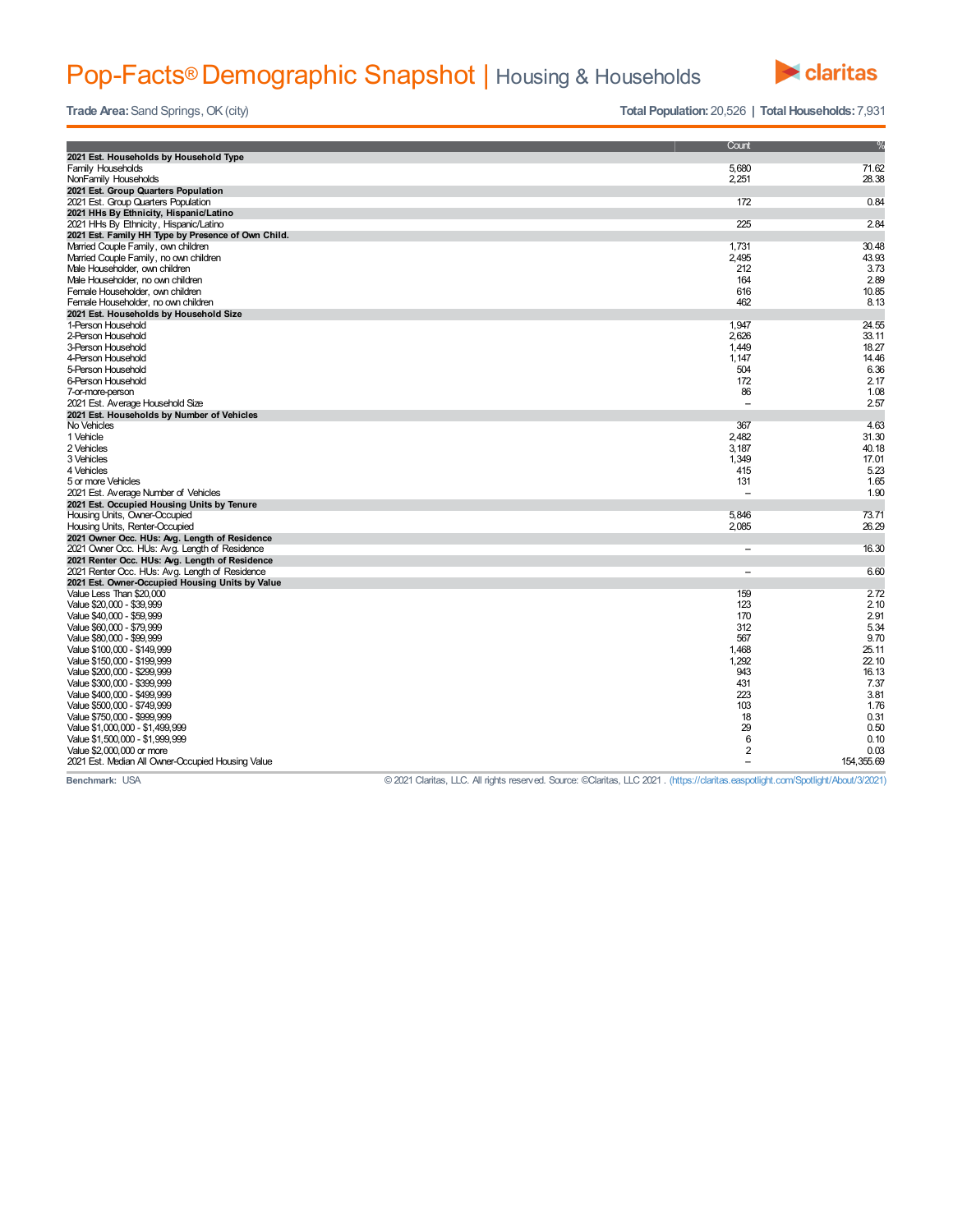# Pop-Facts® Demographic Snapshot | Housing & Households

**Trade Area:** Sand Springs, OK (city) **Total Population:** 20,526 | **Total Households:** 7,931

| | Count | % |
|---|---|---|
| **2021 Est. Households by Household Type** | | |
| Family Households | 5,680 | 71.62 |
| NonFamily Households | 2,251 | 28.38 |
| **2021 Est. Group Quarters Population** | | |
| 2021 Est. Group Quarters Population | 172 | 0.84 |
| **2021 HHs By Ethnicity, Hispanic/Latino** | | |
| 2021 HHs By Ethnicity, Hispanic/Latino | 225 | 2.84 |
| **2021 Est. Family HH Type by Presence of Own Child.** | | |
| Married Couple Family, own children | 1,731 | 30.48 |
| Married Couple Family, no own children | 2,495 | 43.93 |
| Male Householder, own children | 212 | 3.73 |
| Male Householder, no own children | 164 | 2.89 |
| Female Householder, own children | 616 | 10.85 |
| Female Householder, no own children | 462 | 8.13 |
| **2021 Est. Households by Household Size** | | |
| 1-Person Household | 1,947 | 24.55 |
| 2-Person Household | 2,626 | 33.11 |
| 3-Person Household | 1,449 | 18.27 |
| 4-Person Household | 1,147 | 14.46 |
| 5-Person Household | 504 | 6.36 |
| 6-Person Household | 172 | 2.17 |
| 7-or-more-person | 86 | 1.08 |
| 2021 Est. Average Household Size | – | 2.57 |
| **2021 Est. Households by Number of Vehicles** | | |
| No Vehicles | 367 | 4.63 |
| 1 Vehicle | 2,482 | 31.30 |
| 2 Vehicles | 3,187 | 40.18 |
| 3 Vehicles | 1,349 | 17.01 |
| 4 Vehicles | 415 | 5.23 |
| 5 or more Vehicles | 131 | 1.65 |
| 2021 Est. Average Number of Vehicles | – | 1.90 |
| **2021 Est. Occupied Housing Units by Tenure** | | |
| Housing Units, Owner-Occupied | 5,846 | 73.71 |
| Housing Units, Renter-Occupied | 2,085 | 26.29 |
| **2021 Owner Occ. HUs: Avg. Length of Residence** | | |
| 2021 Owner Occ. HUs: Avg. Length of Residence | – | 16.30 |
| **2021 Renter Occ. HUs: Avg. Length of Residence** | | |
| 2021 Renter Occ. HUs: Avg. Length of Residence | – | 6.60 |
| **2021 Est. Owner-Occupied Housing Units by Value** | | |
| Value Less Than $20,000 | 159 | 2.72 |
| Value $20,000 - $39,999 | 123 | 2.10 |
| Value $40,000 - $59,999 | 170 | 2.91 |
| Value $60,000 - $79,999 | 312 | 5.34 |
| Value $80,000 - $99,999 | 567 | 9.70 |
| Value $100,000 - $149,999 | 1,468 | 25.11 |
| Value $150,000 - $199,999 | 1,292 | 22.10 |
| Value $200,000 - $299,999 | 943 | 16.13 |
| Value $300,000 - $399,999 | 431 | 7.37 |
| Value $400,000 - $499,999 | 223 | 3.81 |
| Value $500,000 - $749,999 | 103 | 1.76 |
| Value $750,000 - $999,999 | 18 | 0.31 |
| Value $1,000,000 - $1,499,999 | 29 | 0.50 |
| Value $1,500,000 - $1,999,999 | 6 | 0.10 |
| Value $2,000,000 or more | 2 | 0.03 |
| 2021 Est. Median All Owner-Occupied Housing Value | – | 154,355.69 |

**Benchmark:** USA

© 2021 Claritas, LLC. All rights reserved. Source: ©Claritas, LLC 2021 . (https://claritas.easpotlight.com/Spotlight/About/3/2021)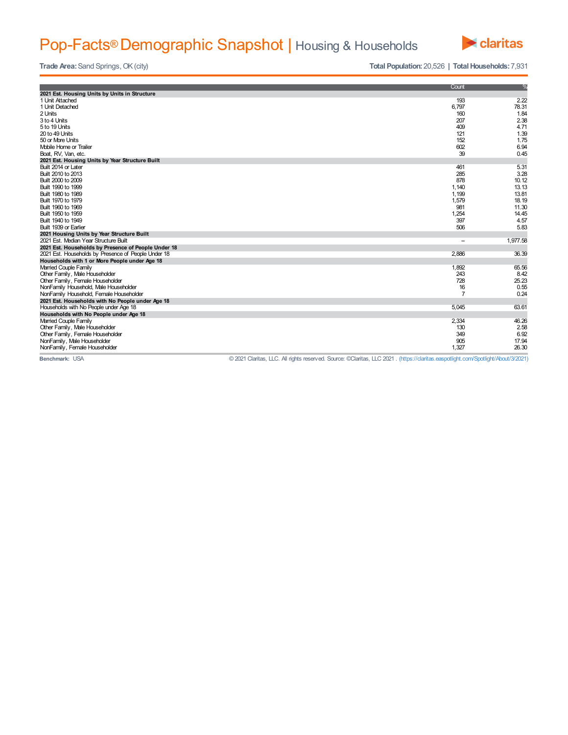# Pop-Facts® Demographic Snapshot | Housing & Households

**Trade Area:** Sand Springs, OK (city) **Total Population:** 20,526 | **Total Households:** 7,931

| | Count | % |
|---|---|---|
| **2021 Est. Housing Units by Units in Structure** | | |
| 1 Unit Attached | 193 | 2.22 |
| 1 Unit Detached | 6,797 | 78.31 |
| 2 Units | 160 | 1.84 |
| 3 to 4 Units | 207 | 2.38 |
| 5 to 19 Units | 409 | 4.71 |
| 20 to 49 Units | 121 | 1.39 |
| 50 or More Units | 152 | 1.75 |
| Mobile Home or Trailer | 602 | 6.94 |
| Boat, RV, Van, etc. | 39 | 0.45 |
| **2021 Est. Housing Units by Year Structure Built** | | |
| Built 2014 or Later | 461 | 5.31 |
| Built 2010 to 2013 | 285 | 3.28 |
| Built 2000 to 2009 | 878 | 10.12 |
| Built 1990 to 1999 | 1,140 | 13.13 |
| Built 1980 to 1989 | 1,199 | 13.81 |
| Built 1970 to 1979 | 1,579 | 18.19 |
| Built 1960 to 1969 | 981 | 11.30 |
| Built 1950 to 1959 | 1,254 | 14.45 |
| Built 1940 to 1949 | 397 | 4.57 |
| Built 1939 or Earlier | 506 | 5.83 |
| **2021 Housing Units by Year Structure Built** | | |
| 2021 Est. Median Year Structure Built | – | 1,977.58 |
| **2021 Est. Households by Presence of People Under 18** | | |
| 2021 Est. Households by Presence of People Under 18 | 2,886 | 36.39 |
| **Households with 1 or More People under Age 18** | | |
| Married Couple Family | 1,892 | 65.56 |
| Other Family, Male Householder | 243 | 8.42 |
| Other Family, Female Householder | 728 | 25.23 |
| NonFamily Household, Male Householder | 16 | 0.55 |
| NonFamily Household, Female Householder | 7 | 0.24 |
| **2021 Est. Households with No People under Age 18** | | |
| Households with No People under Age 18 | 5,045 | 63.61 |
| **Households with No People under Age 18** | | |
| Married Couple Family | 2,334 | 46.26 |
| Other Family, Male Householder | 130 | 2.58 |
| Other Family, Female Householder | 349 | 6.92 |
| NonFamily, Male Householder | 905 | 17.94 |
| NonFamily, Female Householder | 1,327 | 26.30 |

**Benchmark:** USA

© 2021 Claritas, LLC. All rights reserved. Source: ©Claritas, LLC 2021 . (https://claritas.easpotlight.com/Spotlight/About/3/2021)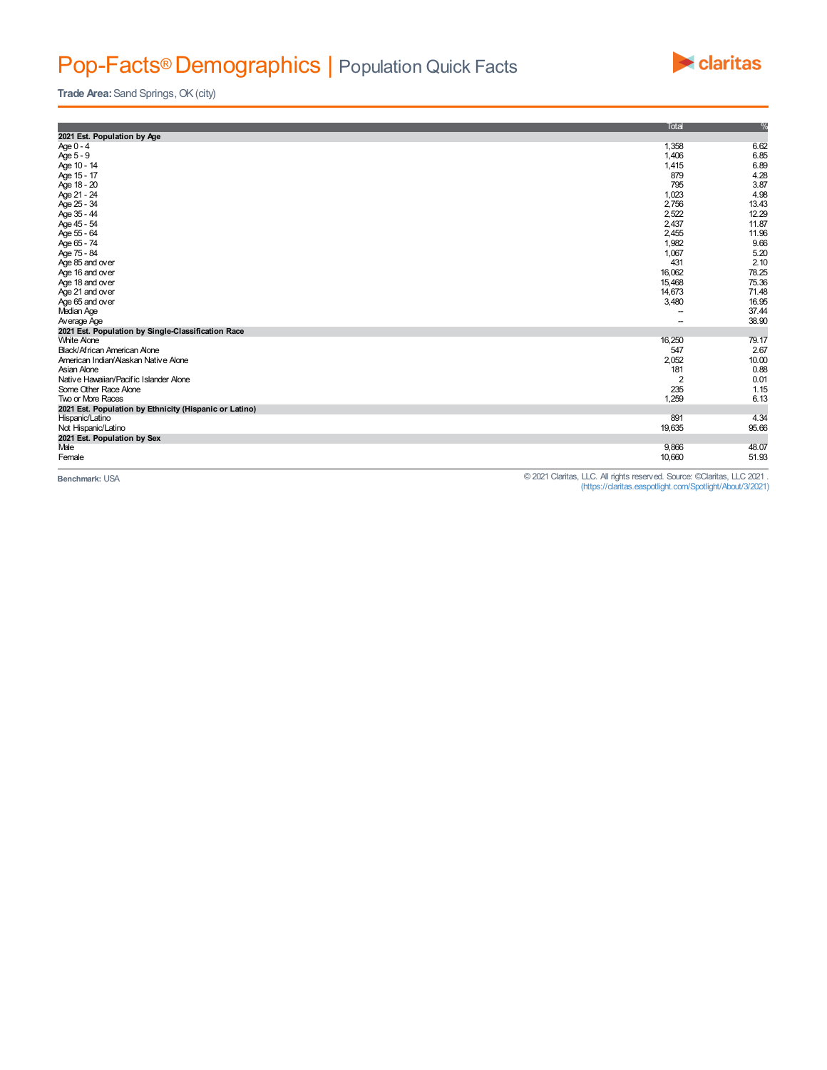# Pop-Facts® Demographics | Population Quick Facts

**Trade Area:** Sand Springs, OK (city)

| | Total | % |
|---|---|---|
| **2021 Est. Population by Age** | | |
| Age 0 - 4 | 1,358 | 6.62 |
| Age 5 - 9 | 1,406 | 6.85 |
| Age 10 - 14 | 1,415 | 6.89 |
| Age 15 - 17 | 879 | 4.28 |
| Age 18 - 20 | 795 | 3.87 |
| Age 21 - 24 | 1,023 | 4.98 |
| Age 25 - 34 | 2,756 | 13.43 |
| Age 35 - 44 | 2,522 | 12.29 |
| Age 45 - 54 | 2,437 | 11.87 |
| Age 55 - 64 | 2,455 | 11.96 |
| Age 65 - 74 | 1,982 | 9.66 |
| Age 75 - 84 | 1,067 | 5.20 |
| Age 85 and over | 431 | 2.10 |
| Age 16 and over | 16,062 | 78.25 |
| Age 18 and over | 15,468 | 75.36 |
| Age 21 and over | 14,673 | 71.48 |
| Age 65 and over | 3,480 | 16.95 |
| Median Age | -- | 37.44 |
| Average Age | -- | 38.90 |
| **2021 Est. Population by Single-Classification Race** | | |
| White Alone | 16,250 | 79.17 |
| Black/African American Alone | 547 | 2.67 |
| American Indian/Alaskan Native Alone | 2,052 | 10.00 |
| Asian Alone | 181 | 0.88 |
| Native Hawaiian/Pacific Islander Alone | 2 | 0.01 |
| Some Other Race Alone | 235 | 1.15 |
| Two or More Races | 1,259 | 6.13 |
| **2021 Est. Population by Ethnicity (Hispanic or Latino)** | | |
| Hispanic/Latino | 891 | 4.34 |
| Not Hispanic/Latino | 19,635 | 95.66 |
| **2021 Est. Population by Sex** | | |
| Male | 9,866 | 48.07 |
| Female | 10,660 | 51.93 |

**Benchmark:** USA

© 2021 Claritas, LLC. All rights reserved. Source: ©Claritas, LLC 2021 .
(https://claritas.easpotlight.com/Spotlight/About/3/2021)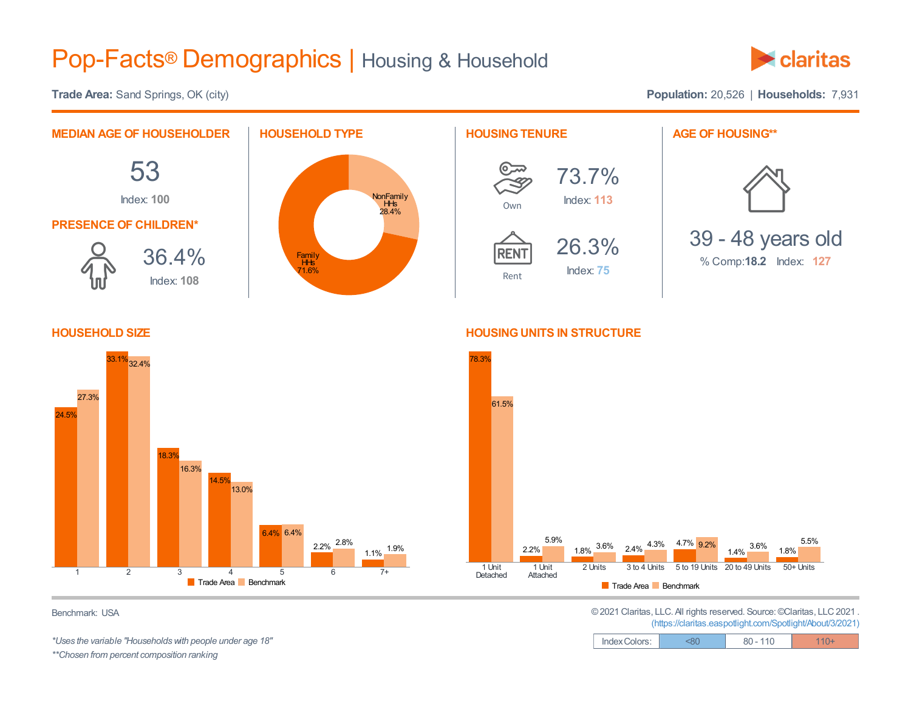# Pop-Facts® Demographics | Housing & Household

claritas

**Trade Area:** Sand Springs, OK (city)

**Population:** 20,526 | **Households:** 7,931

## MEDIAN AGE OF HOUSEHOLDER

53

Index: 100

## PRESENCE OF CHILDREN*

36.4%

Index: 108

## HOUSEHOLD TYPE

NonFamily HHs 28.4%

Family HHs 71.6%

## HOUSING TENURE

Own

73.7%

Index: 113

RENT

Rent

26.3%

Index: 75

## AGE OF HOUSING**

39 - 48 years old

% Comp: 18.2 Index: 127

## HOUSEHOLD SIZE

1: 24.5% 27.3%

2: 33.1% 32.4%

3: 18.3% 16.3%

4: 14.5% 13.0%

5: 6.4% 6.4%

6: 2.2% 2.8%

7+: 1.1% 1.9%

Trade Area Benchmark

## HOUSING UNITS IN STRUCTURE

1 Unit Detached: 78.3% 61.5%

1 Unit Attached: 2.2% 5.9%

2 Units: 1.8% 3.6%

3 to 4 Units: 2.4% 4.3%

5 to 19 Units: 4.7% 9.2%

20 to 49 Units: 1.4% 3.6%

50+ Units: 1.8% 5.5%

Trade Area Benchmark

Benchmark: USA

© 2021 Claritas, LLC. All rights reserved. Source: ©Claritas, LLC 2021 .
(https://claritas.easpotlight.com/Spotlight/About/3/2021)

| Index Colors: | <80 | 80 - 110 | 110+ |
|---|---|---|---|

*\*Uses the variable "Households with people under age 18"*

*\*\*Chosen from percent composition ranking*